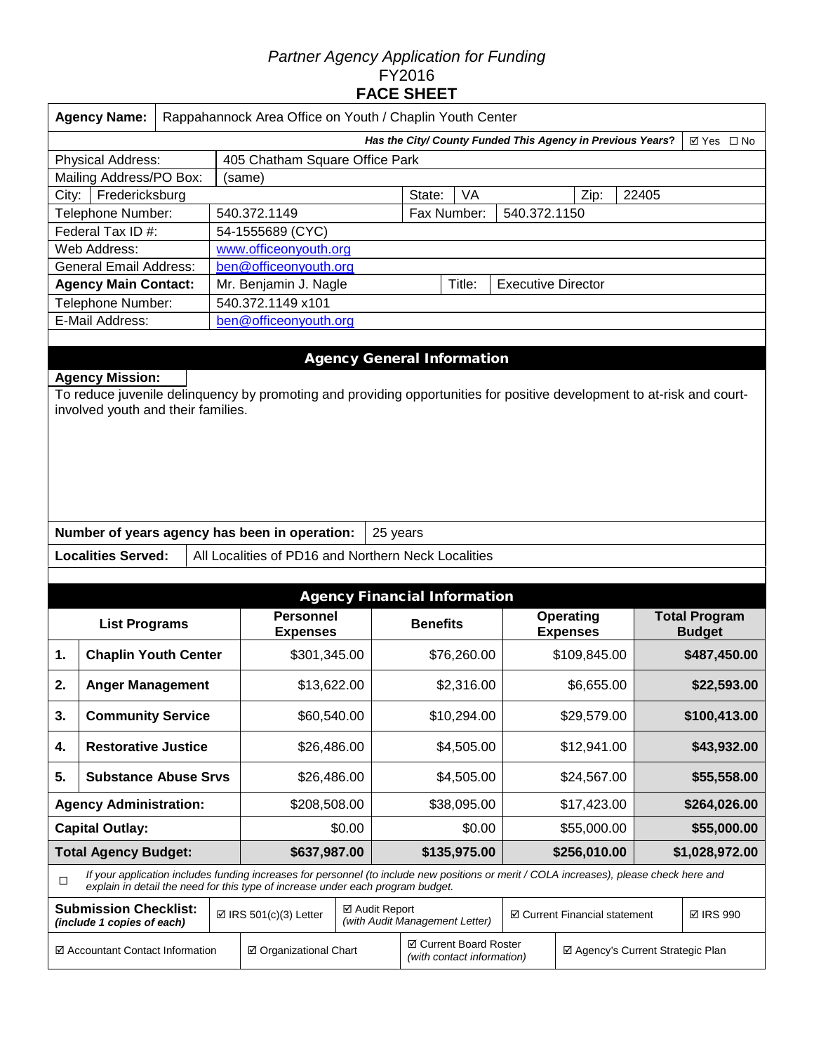*Partner Agency Application for Funding*
FY2016
**FACE SHEET**

| | |
|---|---|
| **Agency Name:** | Rappahannock Area Office on Youth / Chaplin Youth Center |
| ***Has the City/ County Funded This Agency in Previous Years?*** | ☑ Yes ☐ No |

| | | | | | |
|---|---|---|---|---|---|
| Physical Address: | 405 Chatham Square Office Park | | | | |
| Mailing Address/PO Box: | (same) | | | | |
| City: Fredericksburg | | State: VA | | Zip: 22405 | |
| Telephone Number: | 540.372.1149 | Fax Number: | 540.372.1150 | | |
| Federal Tax ID #: | 54-1555689 (CYC) | | | | |
| Web Address: | www.officeonyouth.org | | | | |
| General Email Address: | ben@officeonyouth.org | | | | |
| **Agency Main Contact:** | Mr. Benjamin J. Nagle | Title: | Executive Director | | |
| Telephone Number: | 540.372.1149 x101 | | | | |
| E-Mail Address: | ben@officeonyouth.org | | | | |

## Agency General Information

**Agency Mission:**

To reduce juvenile delinquency by promoting and providing opportunities for positive development to at-risk and court-involved youth and their families.

| | |
|---|---|
| **Number of years agency has been in operation:** | 25 years |
| **Localities Served:** | All Localities of PD16 and Northern Neck Localities |

## Agency Financial Information

| List Programs | Personnel Expenses | Benefits | Operating Expenses | Total Program Budget |
|---|---|---|---|---|
| **1. Chaplin Youth Center** | $301,345.00 | $76,260.00 | $109,845.00 | **$487,450.00** |
| **2. Anger Management** | $13,622.00 | $2,316.00 | $6,655.00 | **$22,593.00** |
| **3. Community Service** | $60,540.00 | $10,294.00 | $29,579.00 | **$100,413.00** |
| **4. Restorative Justice** | $26,486.00 | $4,505.00 | $12,941.00 | **$43,932.00** |
| **5. Substance Abuse Srvs** | $26,486.00 | $4,505.00 | $24,567.00 | **$55,558.00** |
| **Agency Administration:** | $208,508.00 | $38,095.00 | $17,423.00 | **$264,026.00** |
| **Capital Outlay:** | $0.00 | $0.00 | $55,000.00 | **$55,000.00** |
| **Total Agency Budget:** | **$637,987.00** | **$135,975.00** | **$256,010.00** | **$1,028,972.00** |

☐ *If your application includes funding increases for personnel (to include new positions or merit / COLA increases), please check here and explain in detail the need for this type of increase under each program budget.*

| | | | | |
|---|---|---|---|---|
| **Submission Checklist:** *(include 1 copies of each)* | ☑ IRS 501(c)(3) Letter | ☑ Audit Report *(with Audit Management Letter)* | ☑ Current Financial statement | ☑ IRS 990 |
| ☑ Accountant Contact Information | ☑ Organizational Chart | ☑ Current Board Roster *(with contact information)* | ☑ Agency's Current Strategic Plan | |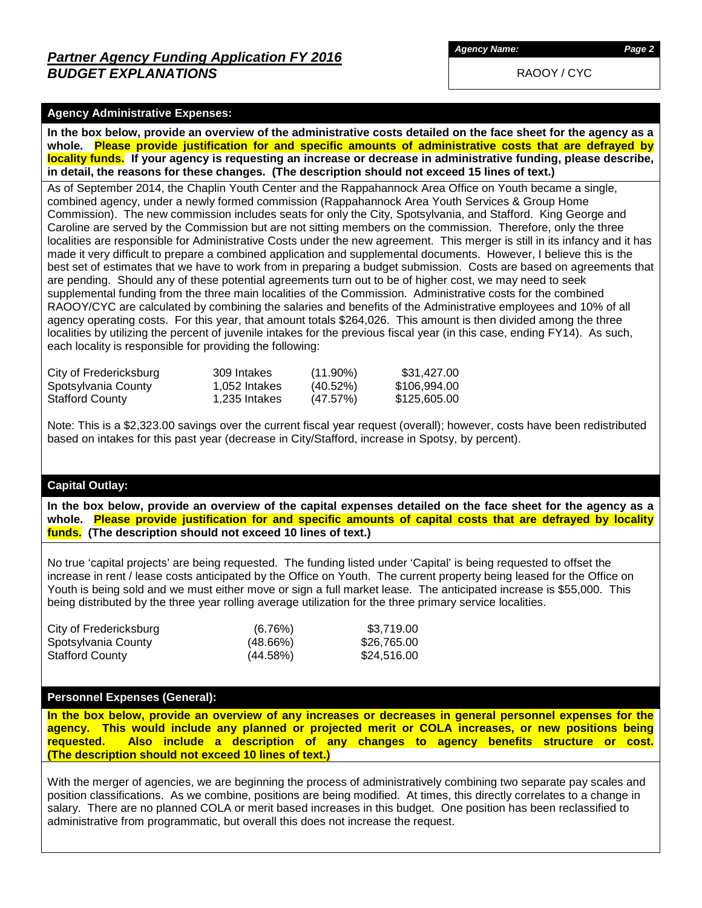## *Partner Agency Funding Application FY 2016*
## ***BUDGET EXPLANATIONS***

***Agency Name:***

RAOOY / CYC

### Agency Administrative Expenses:

**In the box below, provide an overview of the administrative costs detailed on the face sheet for the agency as a whole. Please provide justification for and specific amounts of administrative costs that are defrayed by locality funds. If your agency is requesting an increase or decrease in administrative funding, please describe, in detail, the reasons for these changes. (The description should not exceed 15 lines of text.)**

As of September 2014, the Chaplin Youth Center and the Rappahannock Area Office on Youth became a single, combined agency, under a newly formed commission (Rappahannock Area Youth Services & Group Home Commission). The new commission includes seats for only the City, Spotsylvania, and Stafford. King George and Caroline are served by the Commission but are not sitting members on the commission. Therefore, only the three localities are responsible for Administrative Costs under the new agreement. This merger is still in its infancy and it has made it very difficult to prepare a combined application and supplemental documents. However, I believe this is the best set of estimates that we have to work from in preparing a budget submission. Costs are based on agreements that are pending. Should any of these potential agreements turn out to be of higher cost, we may need to seek supplemental funding from the three main localities of the Commission. Administrative costs for the combined RAOOY/CYC are calculated by combining the salaries and benefits of the Administrative employees and 10% of all agency operating costs. For this year, that amount totals $264,026. This amount is then divided among the three localities by utilizing the percent of juvenile intakes for the previous fiscal year (in this case, ending FY14). As such, each locality is responsible for providing the following:

| | | | |
|---|---|---|---|
| City of Fredericksburg | 309 Intakes | (11.90%) | $31,427.00 |
| Spotsylvania County | 1,052 Intakes | (40.52%) | $106,994.00 |
| Stafford County | 1,235 Intakes | (47.57%) | $125,605.00 |

Note: This is a $2,323.00 savings over the current fiscal year request (overall); however, costs have been redistributed based on intakes for this past year (decrease in City/Stafford, increase in Spotsy, by percent).

### Capital Outlay:

**In the box below, provide an overview of the capital expenses detailed on the face sheet for the agency as a whole. Please provide justification for and specific amounts of capital costs that are defrayed by locality funds. (The description should not exceed 10 lines of text.)**

No true 'capital projects' are being requested. The funding listed under 'Capital' is being requested to offset the increase in rent / lease costs anticipated by the Office on Youth. The current property being leased for the Office on Youth is being sold and we must either move or sign a full market lease. The anticipated increase is $55,000. This being distributed by the three year rolling average utilization for the three primary service localities.

| | | |
|---|---|---|
| City of Fredericksburg | (6.76%) | $3,719.00 |
| Spotsylvania County | (48.66%) | $26,765.00 |
| Stafford County | (44.58%) | $24,516.00 |

### Personnel Expenses (General):

**In the box below, provide an overview of any increases or decreases in general personnel expenses for the agency. This would include any planned or projected merit or COLA increases, or new positions being requested. Also include a description of any changes to agency benefits structure or cost. (The description should not exceed 10 lines of text.)**

With the merger of agencies, we are beginning the process of administratively combining two separate pay scales and position classifications. As we combine, positions are being modified. At times, this directly correlates to a change in salary. There are no planned COLA or merit based increases in this budget. One position has been reclassified to administrative from programmatic, but overall this does not increase the request.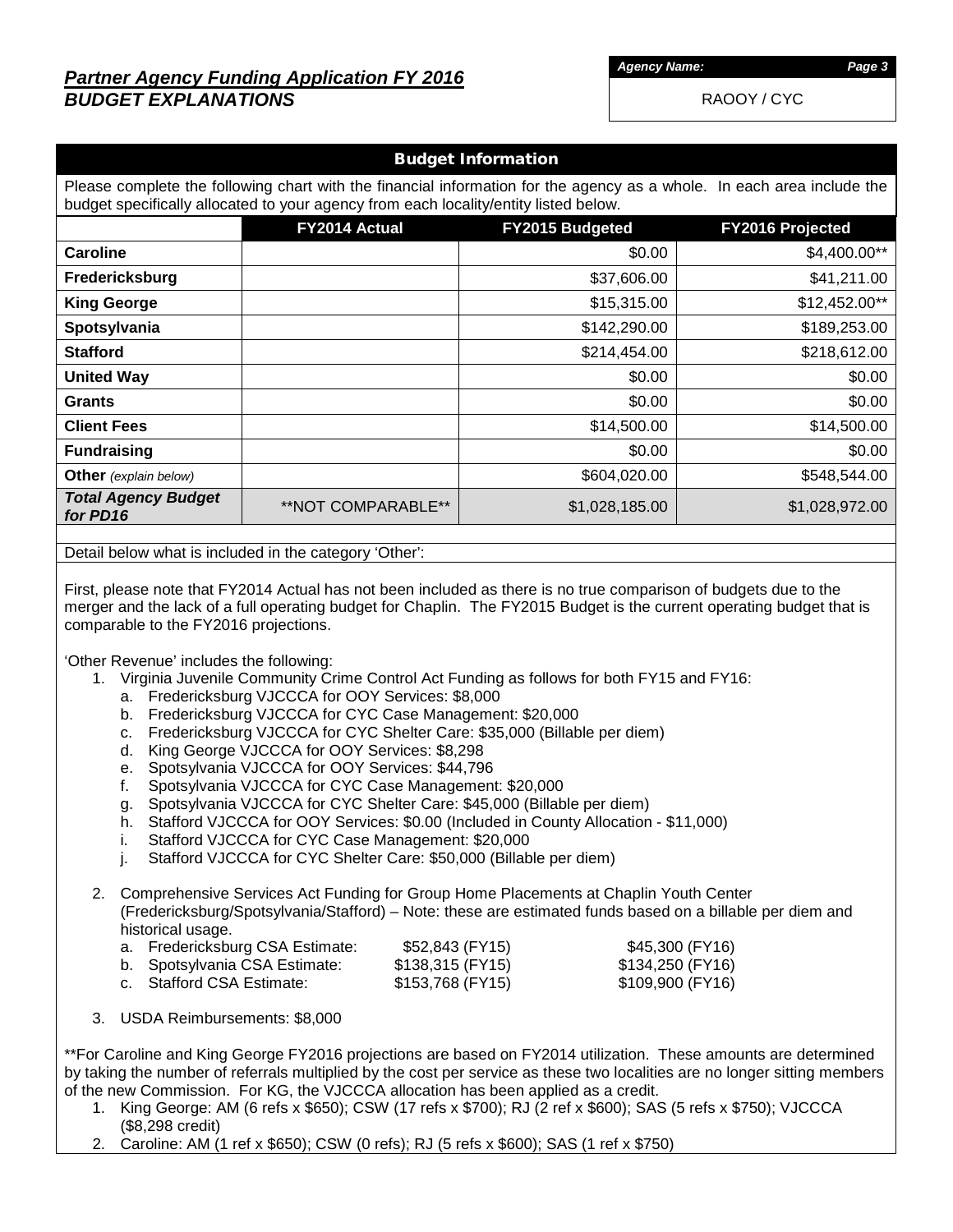## *Partner Agency Funding Application FY 2016*
## *BUDGET EXPLANATIONS*

*Agency Name:* RAOOY / CYC

### Budget Information

Please complete the following chart with the financial information for the agency as a whole. In each area include the budget specifically allocated to your agency from each locality/entity listed below.

| | FY2014 Actual | FY2015 Budgeted | FY2016 Projected |
|---|---|---|---|
| **Caroline** | | $0.00 | $4,400.00** |
| **Fredericksburg** | | $37,606.00 | $41,211.00 |
| **King George** | | $15,315.00 | $12,452.00** |
| **Spotsylvania** | | $142,290.00 | $189,253.00 |
| **Stafford** | | $214,454.00 | $218,612.00 |
| **United Way** | | $0.00 | $0.00 |
| **Grants** | | $0.00 | $0.00 |
| **Client Fees** | | $14,500.00 | $14,500.00 |
| **Fundraising** | | $0.00 | $0.00 |
| **Other** *(explain below)* | | $604,020.00 | $548,544.00 |
| ***Total Agency Budget for PD16*** | **NOT COMPARABLE** | $1,028,185.00 | $1,028,972.00 |

Detail below what is included in the category 'Other':

First, please note that FY2014 Actual has not been included as there is no true comparison of budgets due to the merger and the lack of a full operating budget for Chaplin. The FY2015 Budget is the current operating budget that is comparable to the FY2016 projections.

'Other Revenue' includes the following:

1. Virginia Juvenile Community Crime Control Act Funding as follows for both FY15 and FY16:
   a. Fredericksburg VJCCCA for OOY Services: $8,000
   b. Fredericksburg VJCCCA for CYC Case Management: $20,000
   c. Fredericksburg VJCCCA for CYC Shelter Care: $35,000 (Billable per diem)
   d. King George VJCCCA for OOY Services: $8,298
   e. Spotsylvania VJCCCA for OOY Services: $44,796
   f. Spotsylvania VJCCCA for CYC Case Management: $20,000
   g. Spotsylvania VJCCCA for CYC Shelter Care: $45,000 (Billable per diem)
   h. Stafford VJCCCA for OOY Services: $0.00 (Included in County Allocation - $11,000)
   i. Stafford VJCCCA for CYC Case Management: $20,000
   j. Stafford VJCCCA for CYC Shelter Care: $50,000 (Billable per diem)

2. Comprehensive Services Act Funding for Group Home Placements at Chaplin Youth Center (Fredericksburg/Spotsylvania/Stafford) – Note: these are estimated funds based on a billable per diem and historical usage.
   a. Fredericksburg CSA Estimate: $52,843 (FY15) $45,300 (FY16)
   b. Spotsylvania CSA Estimate: $138,315 (FY15) $134,250 (FY16)
   c. Stafford CSA Estimate: $153,768 (FY15) $109,900 (FY16)

3. USDA Reimbursements: $8,000

**For Caroline and King George FY2016 projections are based on FY2014 utilization. These amounts are determined by taking the number of referrals multiplied by the cost per service as these two localities are no longer sitting members of the new Commission. For KG, the VJCCCA allocation has been applied as a credit.

1. King George: AM (6 refs x $650); CSW (17 refs x $700); RJ (2 ref x $600); SAS (5 refs x $750); VJCCCA ($8,298 credit)
2. Caroline: AM (1 ref x $650); CSW (0 refs); RJ (5 refs x $600); SAS (1 ref x $750)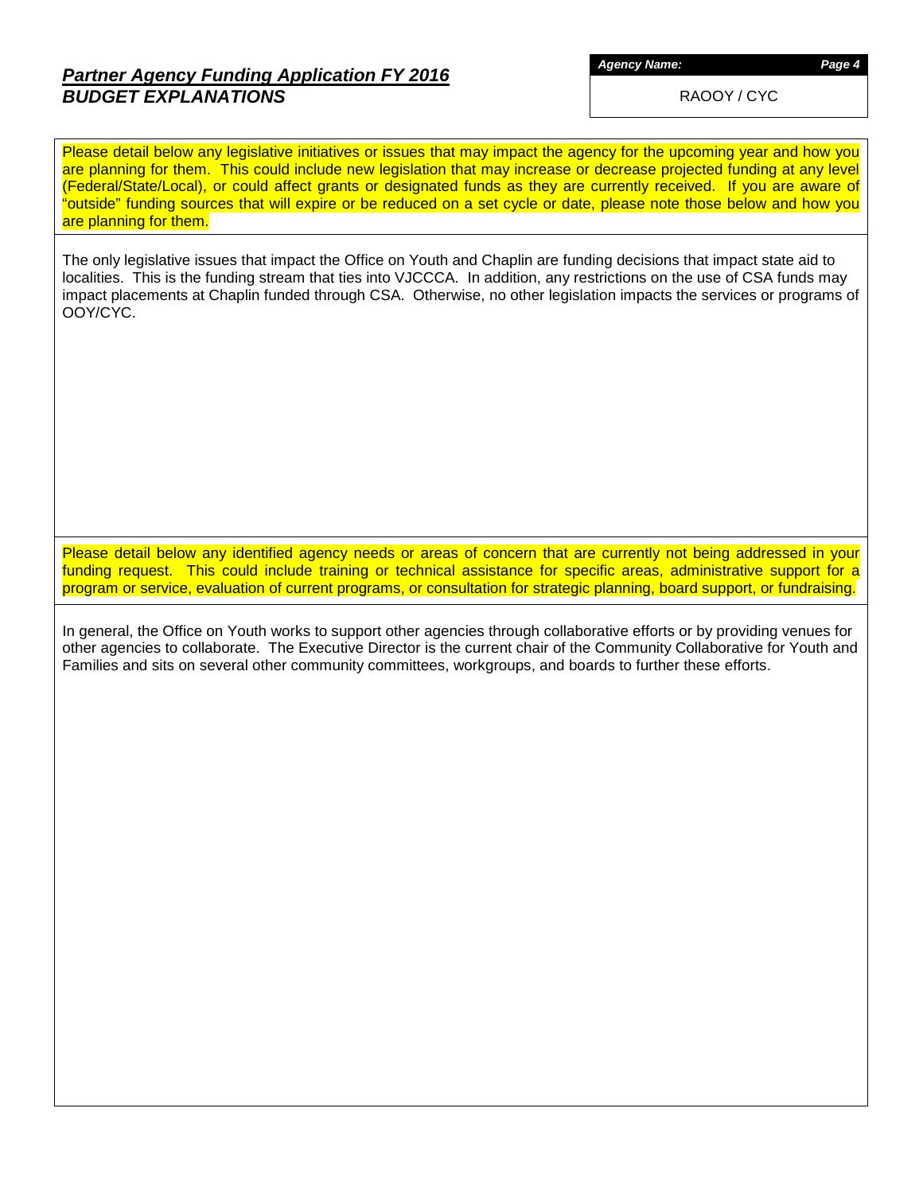## *Partner Agency Funding Application FY 2016*
## ***BUDGET EXPLANATIONS***

***Agency Name:***

RAOOY / CYC

Please detail below any legislative initiatives or issues that may impact the agency for the upcoming year and how you are planning for them. This could include new legislation that may increase or decrease projected funding at any level (Federal/State/Local), or could affect grants or designated funds as they are currently received. If you are aware of "outside" funding sources that will expire or be reduced on a set cycle or date, please note those below and how you are planning for them.

The only legislative issues that impact the Office on Youth and Chaplin are funding decisions that impact state aid to localities. This is the funding stream that ties into VJCCCA. In addition, any restrictions on the use of CSA funds may impact placements at Chaplin funded through CSA. Otherwise, no other legislation impacts the services or programs of OOY/CYC.

Please detail below any identified agency needs or areas of concern that are currently not being addressed in your funding request. This could include training or technical assistance for specific areas, administrative support for a program or service, evaluation of current programs, or consultation for strategic planning, board support, or fundraising.

In general, the Office on Youth works to support other agencies through collaborative efforts or by providing venues for other agencies to collaborate. The Executive Director is the current chair of the Community Collaborative for Youth and Families and sits on several other community committees, workgroups, and boards to further these efforts.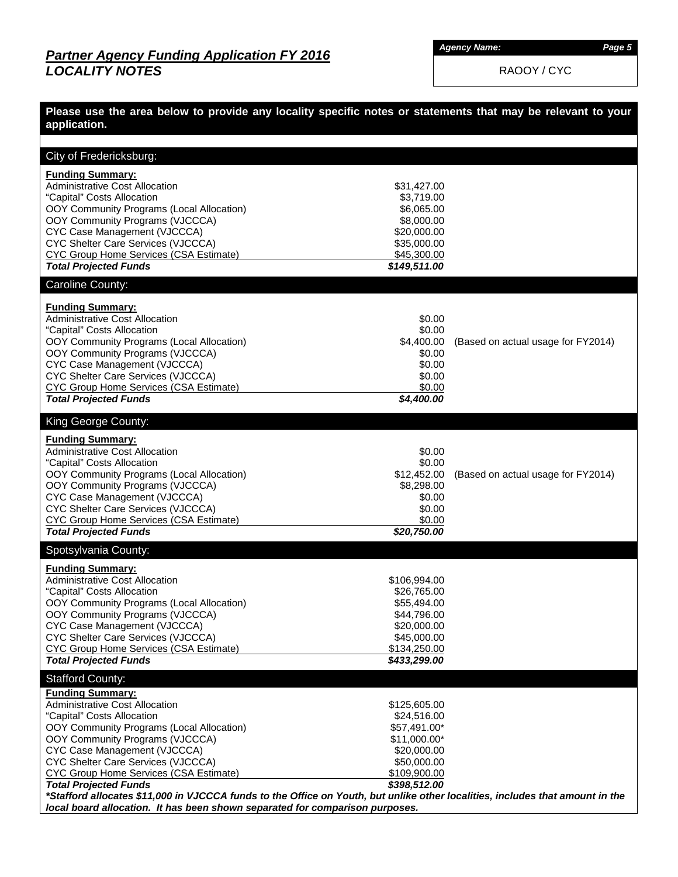## *Partner Agency Funding Application FY 2016*
## *LOCALITY NOTES*

***Agency Name:***
RAOOY / CYC

**Please use the area below to provide any locality specific notes or statements that may be relevant to your application.**

### City of Fredericksburg:

**Funding Summary:**

| Item | Amount | |
|---|---|---|
| Administrative Cost Allocation | $31,427.00 | |
| "Capital" Costs Allocation | $3,719.00 | |
| OOY Community Programs (Local Allocation) | $6,065.00 | |
| OOY Community Programs (VJCCCA) | $8,000.00 | |
| CYC Case Management (VJCCCA) | $20,000.00 | |
| CYC Shelter Care Services (VJCCCA) | $35,000.00 | |
| CYC Group Home Services (CSA Estimate) | $45,300.00 | |
| ***Total Projected Funds*** | ***$149,511.00*** | |

### Caroline County:

**Funding Summary:**

| Item | Amount | |
|---|---|---|
| Administrative Cost Allocation | $0.00 | |
| "Capital" Costs Allocation | $0.00 | |
| OOY Community Programs (Local Allocation) | $4,400.00 | (Based on actual usage for FY2014) |
| OOY Community Programs (VJCCCA) | $0.00 | |
| CYC Case Management (VJCCCA) | $0.00 | |
| CYC Shelter Care Services (VJCCCA) | $0.00 | |
| CYC Group Home Services (CSA Estimate) | $0.00 | |
| ***Total Projected Funds*** | ***$4,400.00*** | |

### King George County:

**Funding Summary:**

| Item | Amount | |
|---|---|---|
| Administrative Cost Allocation | $0.00 | |
| "Capital" Costs Allocation | $0.00 | |
| OOY Community Programs (Local Allocation) | $12,452.00 | (Based on actual usage for FY2014) |
| OOY Community Programs (VJCCCA) | $8,298.00 | |
| CYC Case Management (VJCCCA) | $0.00 | |
| CYC Shelter Care Services (VJCCCA) | $0.00 | |
| CYC Group Home Services (CSA Estimate) | $0.00 | |
| ***Total Projected Funds*** | ***$20,750.00*** | |

### Spotsylvania County:

**Funding Summary:**

| Item | Amount |
|---|---|
| Administrative Cost Allocation | $106,994.00 |
| "Capital" Costs Allocation | $26,765.00 |
| OOY Community Programs (Local Allocation) | $55,494.00 |
| OOY Community Programs (VJCCCA) | $44,796.00 |
| CYC Case Management (VJCCCA) | $20,000.00 |
| CYC Shelter Care Services (VJCCCA) | $45,000.00 |
| CYC Group Home Services (CSA Estimate) | $134,250.00 |
| ***Total Projected Funds*** | ***$433,299.00*** |

### Stafford County:

**Funding Summary:**

| Item | Amount |
|---|---|
| Administrative Cost Allocation | $125,605.00 |
| "Capital" Costs Allocation | $24,516.00 |
| OOY Community Programs (Local Allocation) | $57,491.00* |
| OOY Community Programs (VJCCCA) | $11,000.00* |
| CYC Case Management (VJCCCA) | $20,000.00 |
| CYC Shelter Care Services (VJCCCA) | $50,000.00 |
| CYC Group Home Services (CSA Estimate) | $109,900.00 |
| ***Total Projected Funds*** | ***$398,512.00*** |

***Stafford allocates $11,000 in VJCCCA funds to the Office on Youth, but unlike other localities, includes that amount in the local board allocation. It has been shown separated for comparison purposes.***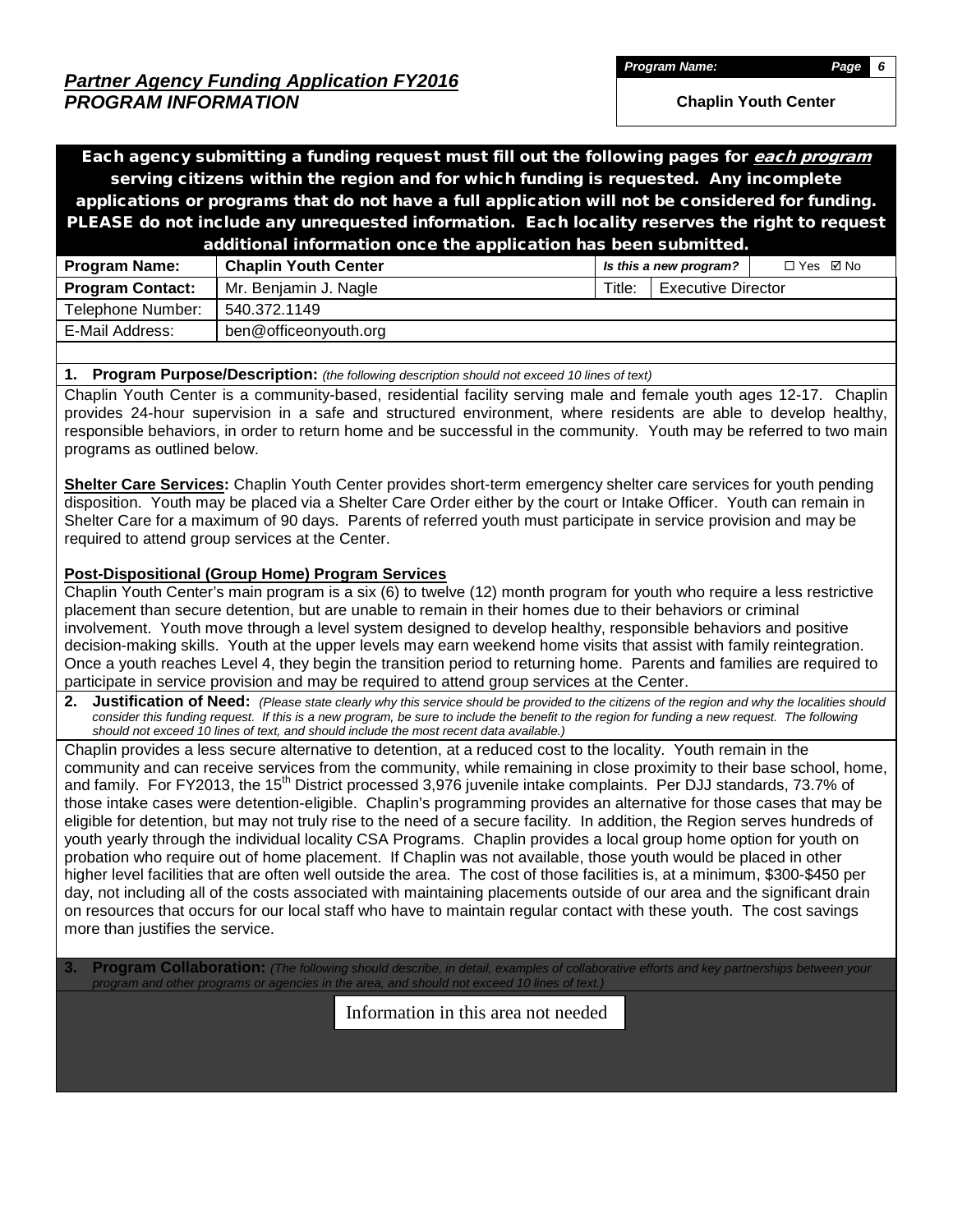## *Partner Agency Funding Application FY2016*
## *PROGRAM INFORMATION*

| *Program Name:* | *Page 6* |
|---|---|
| **Chaplin Youth Center** | |

**Each agency submitting a funding request must fill out the following pages for *each program* serving citizens within the region and for which funding is requested. Any incomplete applications or programs that do not have a full application will not be considered for funding. PLEASE do not include any unrequested information. Each locality reserves the right to request additional information once the application has been submitted.**

| **Program Name:** | **Chaplin Youth Center** | ***Is this a new program?*** | ☐ Yes ☑ No |
|---|---|---|---|
| **Program Contact:** | Mr. Benjamin J. Nagle | Title: | Executive Director |
| Telephone Number: | 540.372.1149 | | |
| E-Mail Address: | ben@officeonyouth.org | | |

**1. Program Purpose/Description:** *(the following description should not exceed 10 lines of text)*

Chaplin Youth Center is a community-based, residential facility serving male and female youth ages 12-17. Chaplin provides 24-hour supervision in a safe and structured environment, where residents are able to develop healthy, responsible behaviors, in order to return home and be successful in the community. Youth may be referred to two main programs as outlined below.

**Shelter Care Services:** Chaplin Youth Center provides short-term emergency shelter care services for youth pending disposition. Youth may be placed via a Shelter Care Order either by the court or Intake Officer. Youth can remain in Shelter Care for a maximum of 90 days. Parents of referred youth must participate in service provision and may be required to attend group services at the Center.

**Post-Dispositional (Group Home) Program Services**

Chaplin Youth Center's main program is a six (6) to twelve (12) month program for youth who require a less restrictive placement than secure detention, but are unable to remain in their homes due to their behaviors or criminal involvement. Youth move through a level system designed to develop healthy, responsible behaviors and positive decision-making skills. Youth at the upper levels may earn weekend home visits that assist with family reintegration. Once a youth reaches Level 4, they begin the transition period to returning home. Parents and families are required to participate in service provision and may be required to attend group services at the Center.

**2. Justification of Need:** *(Please state clearly why this service should be provided to the citizens of the region and why the localities should consider this funding request. If this is a new program, be sure to include the benefit to the region for funding a new request. The following should not exceed 10 lines of text, and should include the most recent data available.)*

Chaplin provides a less secure alternative to detention, at a reduced cost to the locality. Youth remain in the community and can receive services from the community, while remaining in close proximity to their base school, home, and family. For FY2013, the 15th District processed 3,976 juvenile intake complaints. Per DJJ standards, 73.7% of those intake cases were detention-eligible. Chaplin's programming provides an alternative for those cases that may be eligible for detention, but may not truly rise to the need of a secure facility. In addition, the Region serves hundreds of youth yearly through the individual locality CSA Programs. Chaplin provides a local group home option for youth on probation who require out of home placement. If Chaplin was not available, those youth would be placed in other higher level facilities that are often well outside the area. The cost of those facilities is, at a minimum, \$300-\$450 per day, not including all of the costs associated with maintaining placements outside of our area and the significant drain on resources that occurs for our local staff who have to maintain regular contact with these youth. The cost savings more than justifies the service.

**3. Program Collaboration:** *(The following should describe, in detail, examples of collaborative efforts and key partnerships between your program and other programs or agencies in the area, and should not exceed 10 lines of text.)*

Information in this area not needed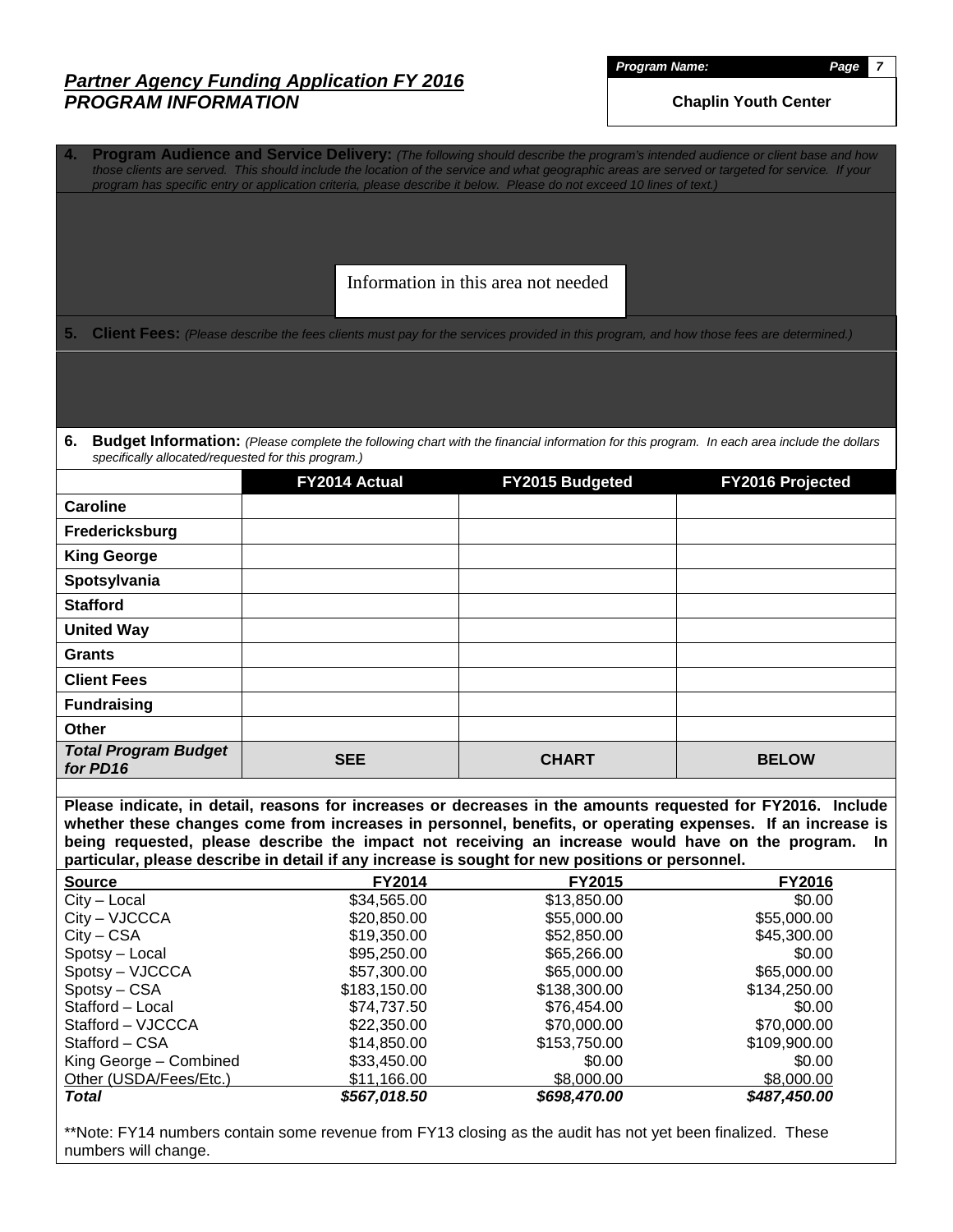# *Partner Agency Funding Application FY 2016*
## *PROGRAM INFORMATION*

***Program Name:*** **Chaplin Youth Center**

**4. Program Audience and Service Delivery:** *(The following should describe the program's intended audience or client base and how those clients are served. This should include the location of the service and what geographic areas are served or targeted for service. If your program has specific entry or application criteria, please describe it below. Please do not exceed 10 lines of text.)*

Information in this area not needed

**5. Client Fees:** *(Please describe the fees clients must pay for the services provided in this program, and how those fees are determined.)*

**6. Budget Information:** *(Please complete the following chart with the financial information for this program. In each area include the dollars specifically allocated/requested for this program.)*

| | FY2014 Actual | FY2015 Budgeted | FY2016 Projected |
|---|---|---|---|
| **Caroline** | | | |
| **Fredericksburg** | | | |
| **King George** | | | |
| **Spotsylvania** | | | |
| **Stafford** | | | |
| **United Way** | | | |
| **Grants** | | | |
| **Client Fees** | | | |
| **Fundraising** | | | |
| **Other** | | | |
| ***Total Program Budget for PD16*** | **SEE** | **CHART** | **BELOW** |

**Please indicate, in detail, reasons for increases or decreases in the amounts requested for FY2016. Include whether these changes come from increases in personnel, benefits, or operating expenses. If an increase is being requested, please describe the impact not receiving an increase would have on the program. In particular, please describe in detail if any increase is sought for new positions or personnel.**

| Source | FY2014 | FY2015 | FY2016 |
|---|---|---|---|
| City – Local | $34,565.00 | $13,850.00 | $0.00 |
| City – VJCCCA | $20,850.00 | $55,000.00 | $55,000.00 |
| City – CSA | $19,350.00 | $52,850.00 | $45,300.00 |
| Spotsy – Local | $95,250.00 | $65,266.00 | $0.00 |
| Spotsy – VJCCCA | $57,300.00 | $65,000.00 | $65,000.00 |
| Spotsy – CSA | $183,150.00 | $138,300.00 | $134,250.00 |
| Stafford – Local | $74,737.50 | $76,454.00 | $0.00 |
| Stafford – VJCCCA | $22,350.00 | $70,000.00 | $70,000.00 |
| Stafford – CSA | $14,850.00 | $153,750.00 | $109,900.00 |
| King George – Combined | $33,450.00 | $0.00 | $0.00 |
| Other (USDA/Fees/Etc.) | $11,166.00 | $8,000.00 | $8,000.00 |
| ***Total*** | ***$567,018.50*** | ***$698,470.00*** | ***$487,450.00*** |

**Note: FY14 numbers contain some revenue from FY13 closing as the audit has not yet been finalized. These numbers will change.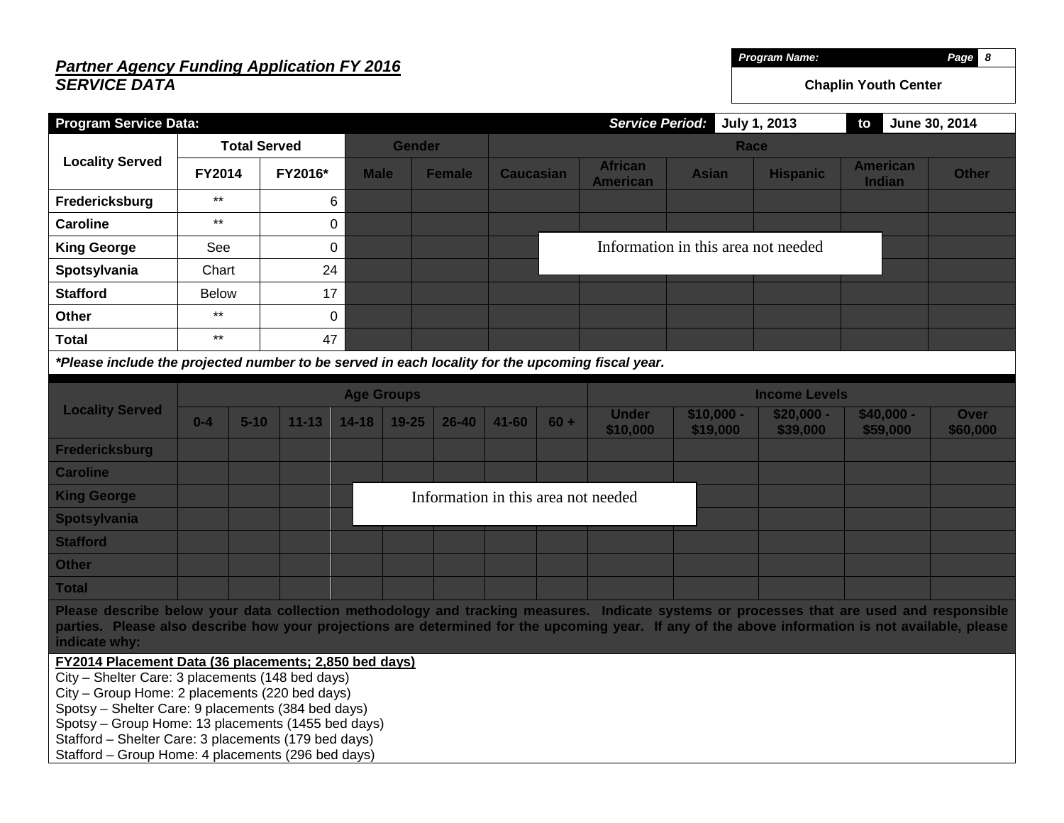***Partner Agency Funding Application FY 2016***
***SERVICE DATA***

| *Program Name:* | *Page 8* |
|---|---|
| **Chaplin Youth Center** | |

| **Program Service Data:** | | | | | | | | | | |
|---|---|---|---|---|---|---|---|---|---|---|
| ***Service Period:*** July 1, 2013 to June 30, 2014 | | | | | | | | | | |
| **Locality Served** | **Total Served** | | **Gender** | | **Race** | | | | | |
| | **FY2014** | **FY2016*** | **Male** | **Female** | **Caucasian** | **African American** | **Asian** | **Hispanic** | **American Indian** | **Other** |
| **Fredericksburg** | ** | 6 | | | | | | | | |
| **Caroline** | ** | 0 | | | | | | | | |
| **King George** | See | 0 | | | Information in this area not needed | | | | | |
| **Spotsylvania** | Chart | 24 | | | | | | | | |
| **Stafford** | Below | 17 | | | | | | | | |
| **Other** | ** | 0 | | | | | | | | |
| **Total** | ** | 47 | | | | | | | | |

***Please include the projected number to be served in each locality for the upcoming fiscal year.**

| **Locality Served** | **Age Groups** | | | | | | | | **Income Levels** | | | | |
|---|---|---|---|---|---|---|---|---|---|---|---|---|---|
| | **0-4** | **5-10** | **11-13** | **14-18** | **19-25** | **26-40** | **41-60** | **60 +** | **Under $10,000** | **$10,000 - $19,000** | **$20,000 - $39,000** | **$40,000 - $59,000** | **Over $60,000** |
| **Fredericksburg** | | | | | | | | | | | | | |
| **Caroline** | | | | | | | | | | | | | |
| **King George** | | | | Information in this area not needed | | | | | | | | | |
| **Spotsylvania** | | | | | | | | | | | | | |
| **Stafford** | | | | | | | | | | | | | |
| **Other** | | | | | | | | | | | | | |
| **Total** | | | | | | | | | | | | | |

**Please describe below your data collection methodology and tracking measures. Indicate systems or processes that are used and responsible parties. Please also describe how your projections are determined for the upcoming year. If any of the above information is not available, please indicate why:**

**FY2014 Placement Data (36 placements; 2,850 bed days)**

City – Shelter Care: 3 placements (148 bed days)
City – Group Home: 2 placements (220 bed days)
Spotsy – Shelter Care: 9 placements (384 bed days)
Spotsy – Group Home: 13 placements (1455 bed days)
Stafford – Shelter Care: 3 placements (179 bed days)
Stafford – Group Home: 4 placements (296 bed days)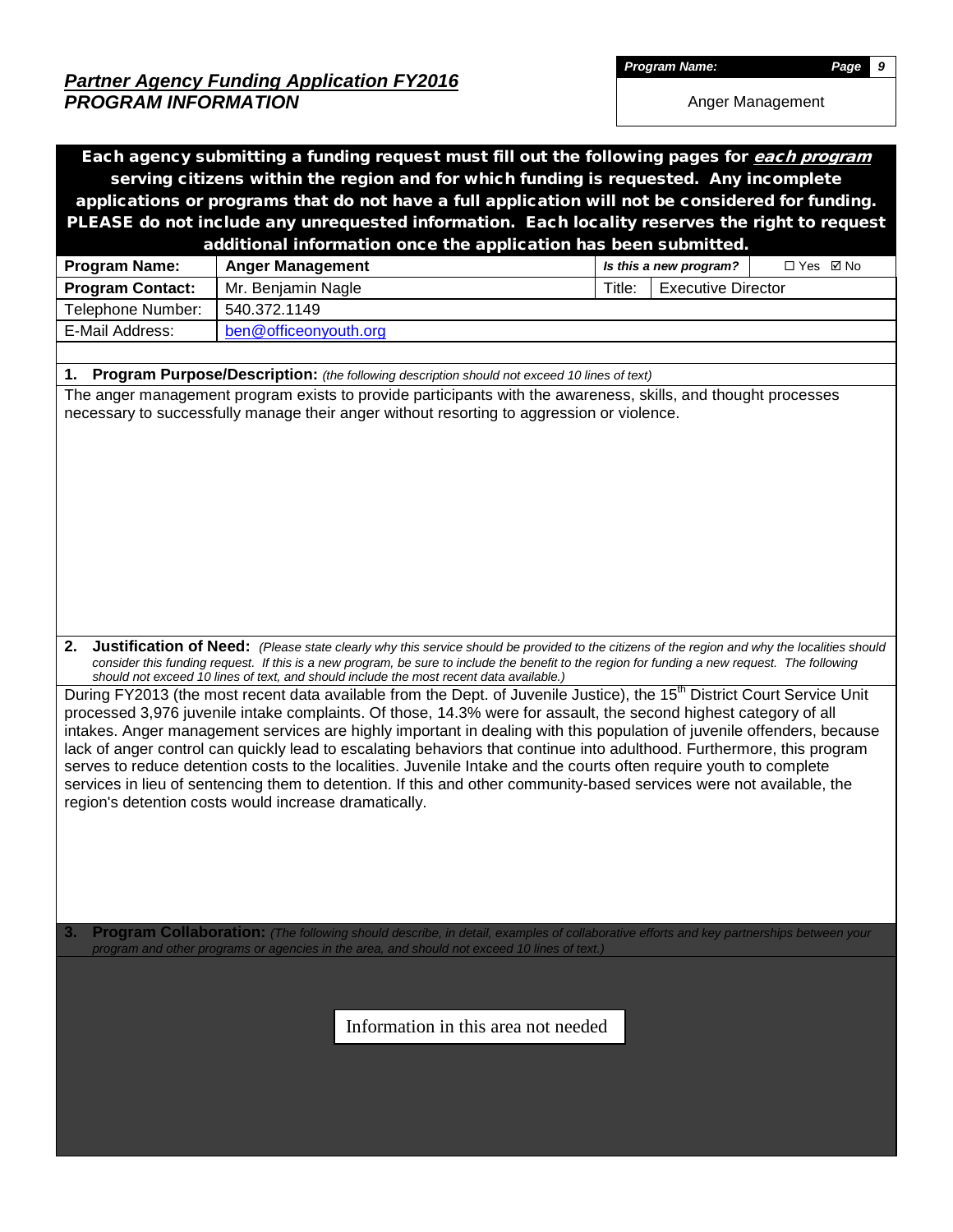## *Partner Agency Funding Application FY2016*
## *PROGRAM INFORMATION*

| *Program Name:* |
|---|
| Anger Management |

**Each agency submitting a funding request must fill out the following pages for *each program* serving citizens within the region and for which funding is requested. Any incomplete applications or programs that do not have a full application will not be considered for funding. PLEASE do not include any unrequested information. Each locality reserves the right to request additional information once the application has been submitted.**

| **Program Name:** | **Anger Management** | ***Is this a new program?*** | ☐ Yes ☑ No |
|---|---|---|---|
| **Program Contact:** | Mr. Benjamin Nagle | Title: | Executive Director |
| Telephone Number: | 540.372.1149 | | |
| E-Mail Address: | ben@officeonyouth.org | | |

**1. Program Purpose/Description:** *(the following description should not exceed 10 lines of text)*

The anger management program exists to provide participants with the awareness, skills, and thought processes necessary to successfully manage their anger without resorting to aggression or violence.

**2. Justification of Need:** *(Please state clearly why this service should be provided to the citizens of the region and why the localities should consider this funding request. If this is a new program, be sure to include the benefit to the region for funding a new request. The following should not exceed 10 lines of text, and should include the most recent data available.)*

During FY2013 (the most recent data available from the Dept. of Juvenile Justice), the 15th District Court Service Unit processed 3,976 juvenile intake complaints. Of those, 14.3% were for assault, the second highest category of all intakes. Anger management services are highly important in dealing with this population of juvenile offenders, because lack of anger control can quickly lead to escalating behaviors that continue into adulthood. Furthermore, this program serves to reduce detention costs to the localities. Juvenile Intake and the courts often require youth to complete services in lieu of sentencing them to detention. If this and other community-based services were not available, the region's detention costs would increase dramatically.

**3. Program Collaboration:** *(The following should describe, in detail, examples of collaborative efforts and key partnerships between your program and other programs or agencies in the area, and should not exceed 10 lines of text.)*

Information in this area not needed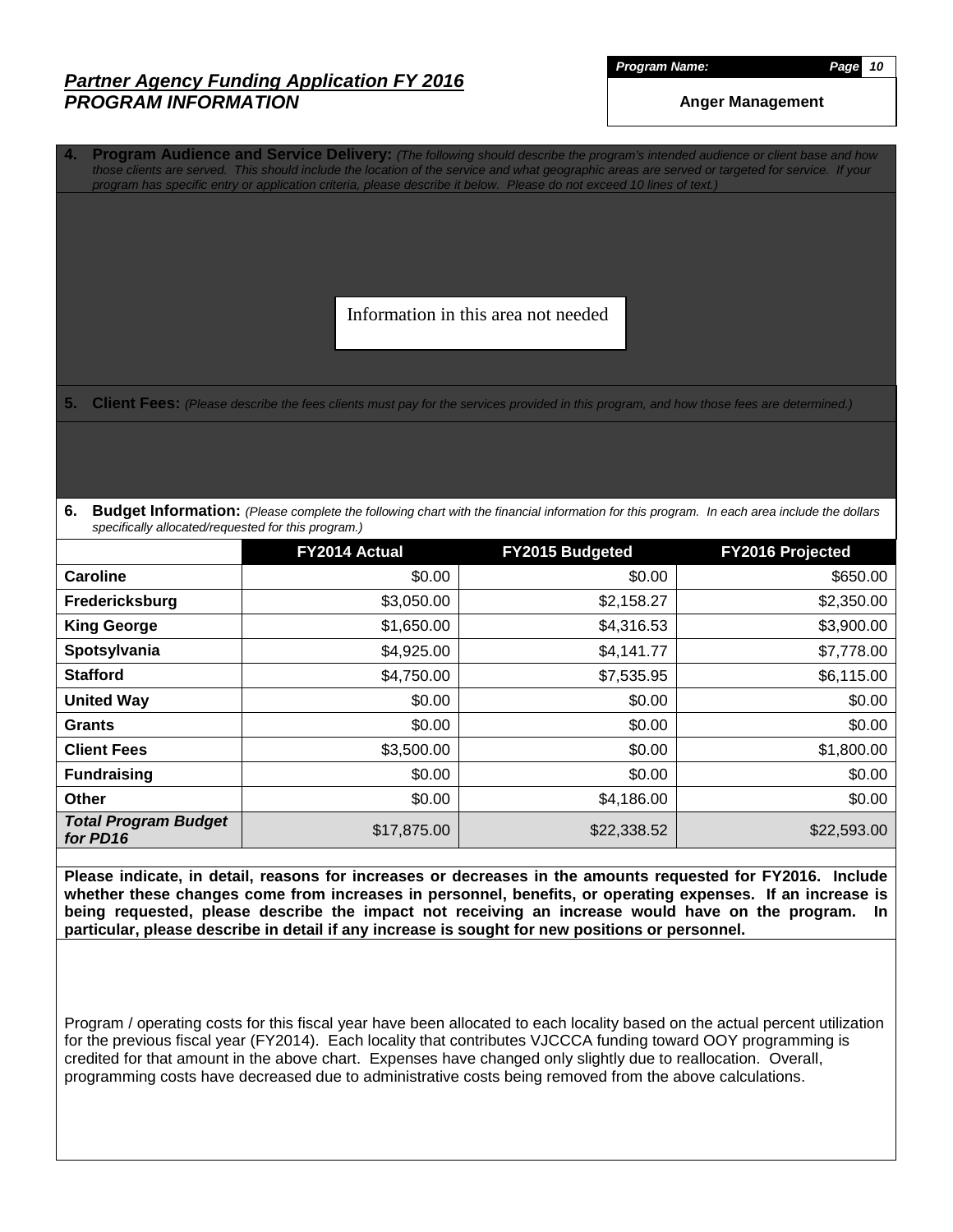# *Partner Agency Funding Application FY 2016*
## *PROGRAM INFORMATION*

***Program Name:***

**Anger Management**

**4. Program Audience and Service Delivery:** *(The following should describe the program's intended audience or client base and how those clients are served. This should include the location of the service and what geographic areas are served or targeted for service. If your program has specific entry or application criteria, please describe it below. Please do not exceed 10 lines of text.)*

Information in this area not needed

**5. Client Fees:** *(Please describe the fees clients must pay for the services provided in this program, and how those fees are determined.)*

**6. Budget Information:** *(Please complete the following chart with the financial information for this program. In each area include the dollars specifically allocated/requested for this program.)*

| | FY2014 Actual | FY2015 Budgeted | FY2016 Projected |
|---|---|---|---|
| **Caroline** | $0.00 | $0.00 | $650.00 |
| **Fredericksburg** | $3,050.00 | $2,158.27 | $2,350.00 |
| **King George** | $1,650.00 | $4,316.53 | $3,900.00 |
| **Spotsylvania** | $4,925.00 | $4,141.77 | $7,778.00 |
| **Stafford** | $4,750.00 | $7,535.95 | $6,115.00 |
| **United Way** | $0.00 | $0.00 | $0.00 |
| **Grants** | $0.00 | $0.00 | $0.00 |
| **Client Fees** | $3,500.00 | $0.00 | $1,800.00 |
| **Fundraising** | $0.00 | $0.00 | $0.00 |
| **Other** | $0.00 | $4,186.00 | $0.00 |
| ***Total Program Budget for PD16*** | $17,875.00 | $22,338.52 | $22,593.00 |

**Please indicate, in detail, reasons for increases or decreases in the amounts requested for FY2016. Include whether these changes come from increases in personnel, benefits, or operating expenses. If an increase is being requested, please describe the impact not receiving an increase would have on the program. In particular, please describe in detail if any increase is sought for new positions or personnel.**

Program / operating costs for this fiscal year have been allocated to each locality based on the actual percent utilization for the previous fiscal year (FY2014). Each locality that contributes VJCCCA funding toward OOY programming is credited for that amount in the above chart. Expenses have changed only slightly due to reallocation. Overall, programming costs have decreased due to administrative costs being removed from the above calculations.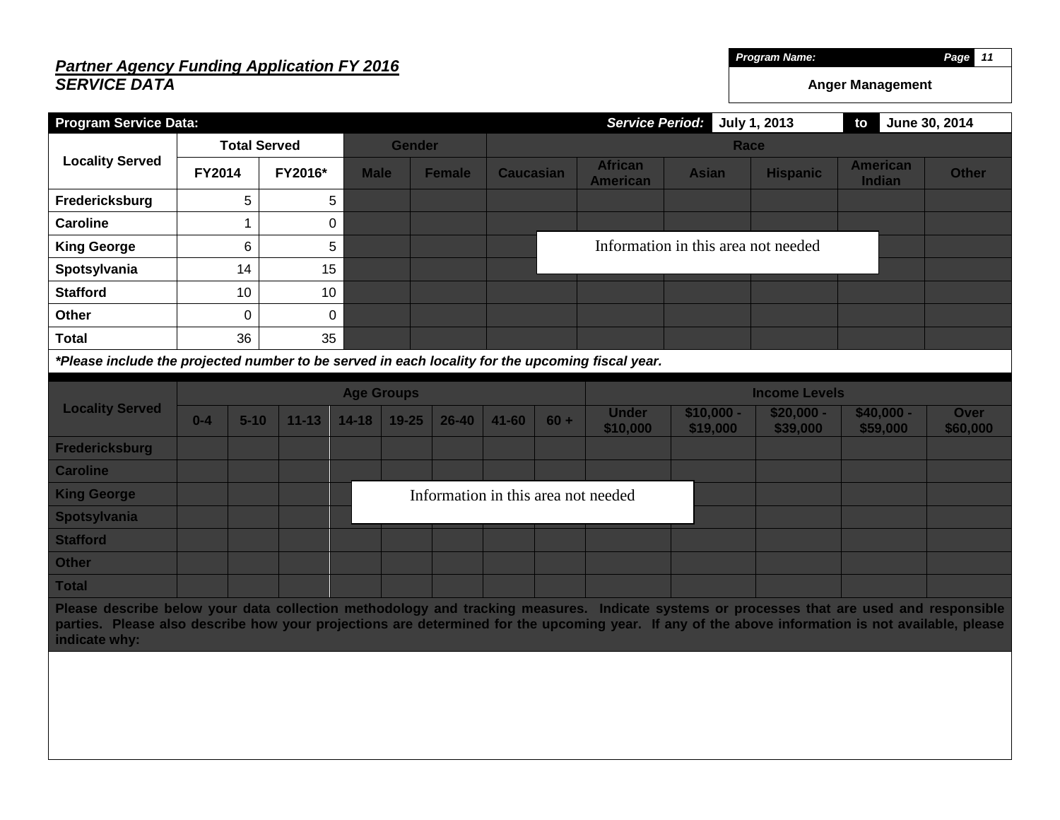**Program Name:** Anger Management

***Partner Agency Funding Application FY 2016***
***SERVICE DATA***

**Program Service Data:** *Service Period:* July 1, 2013 to June 30, 2014

| Locality Served | Total Served | | Gender | | Race | | | | | |
|---|---|---|---|---|---|---|---|---|---|---|
| | FY2014 | FY2016* | Male | Female | Caucasian | African American | Asian | Hispanic | American Indian | Other |
| Fredericksburg | 5 | 5 | | | | | | | | |
| Caroline | 1 | 0 | | | | | | | | |
| King George | 6 | 5 | | | | | | | | |
| Spotsylvania | 14 | 15 | | | | | | | | |
| Stafford | 10 | 10 | | | | | | | | |
| Other | 0 | 0 | | | | | | | | |
| Total | 36 | 35 | | | | | | | | |

Information in this area not needed

***Please include the projected number to be served in each locality for the upcoming fiscal year.**

| Locality Served | Age Groups | | | | | | | | Income Levels | | | | |
|---|---|---|---|---|---|---|---|---|---|---|---|---|---|
| | 0-4 | 5-10 | 11-13 | 14-18 | 19-25 | 26-40 | 41-60 | 60 + | Under $10,000 | $10,000 - $19,000 | $20,000 - $39,000 | $40,000 - $59,000 | Over $60,000 |
| Fredericksburg | | | | | | | | | | | | | |
| Caroline | | | | | | | | | | | | | |
| King George | | | | | | | | | | | | | |
| Spotsylvania | | | | | | | | | | | | | |
| Stafford | | | | | | | | | | | | | |
| Other | | | | | | | | | | | | | |
| Total | | | | | | | | | | | | | |

Information in this area not needed

**Please describe below your data collection methodology and tracking measures. Indicate systems or processes that are used and responsible parties. Please also describe how your projections are determined for the upcoming year. If any of the above information is not available, please indicate why:**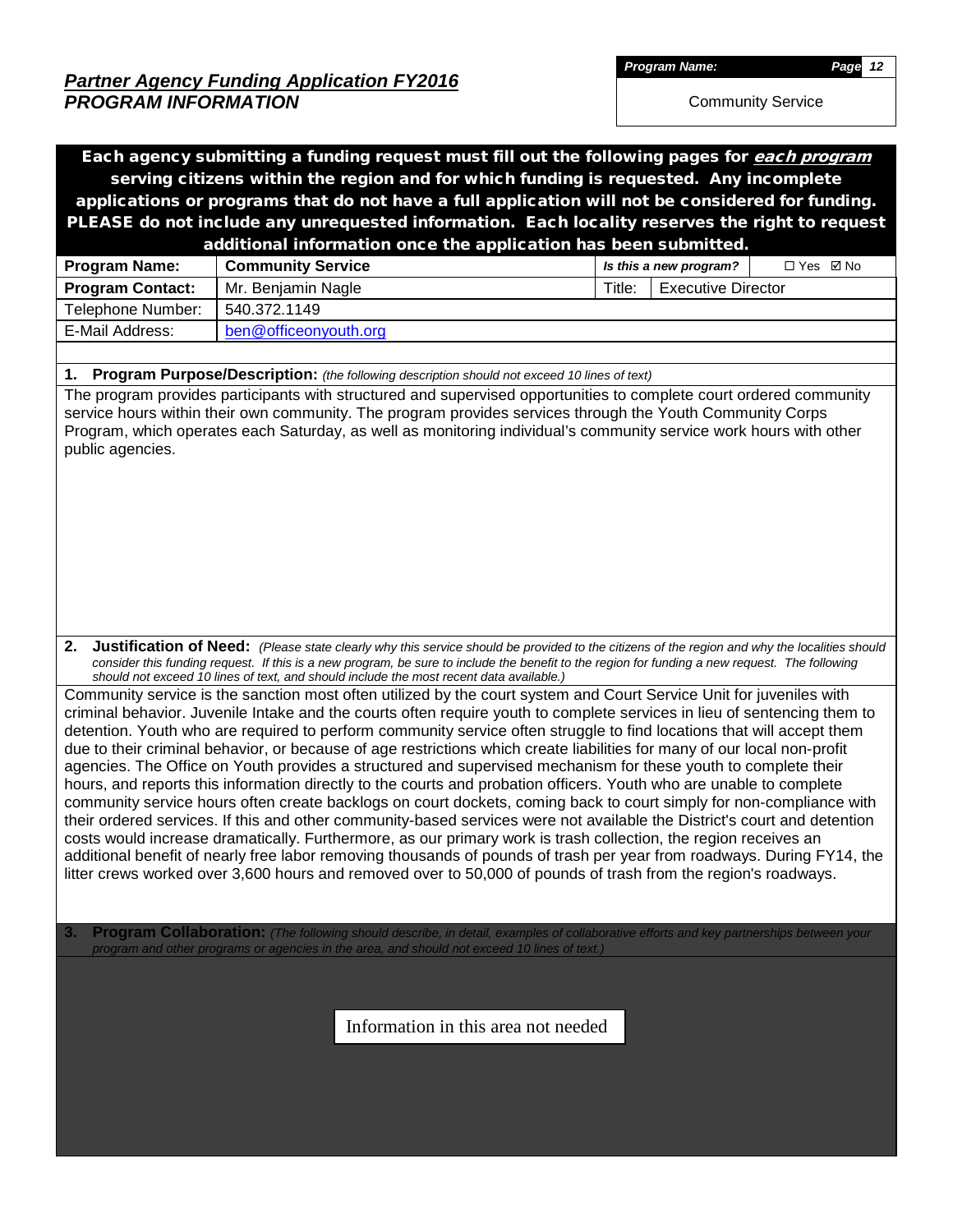***Partner Agency Funding Application FY2016***
***PROGRAM INFORMATION***

| *Program Name:* |
|---|
| Community Service |

**Each agency submitting a funding request must fill out the following pages for *each program* serving citizens within the region and for which funding is requested. Any incomplete applications or programs that do not have a full application will not be considered for funding. PLEASE do not include any unrequested information. Each locality reserves the right to request additional information once the application has been submitted.**

| **Program Name:** | **Community Service** | ***Is this a new program?*** | ☐ Yes ☑ No |
|---|---|---|---|
| **Program Contact:** | Mr. Benjamin Nagle | Title: | Executive Director |
| Telephone Number: | 540.372.1149 | | |
| E-Mail Address: | ben@officeonyouth.org | | |

**1. Program Purpose/Description:** *(the following description should not exceed 10 lines of text)*

The program provides participants with structured and supervised opportunities to complete court ordered community service hours within their own community. The program provides services through the Youth Community Corps Program, which operates each Saturday, as well as monitoring individual's community service work hours with other public agencies.

**2. Justification of Need:** *(Please state clearly why this service should be provided to the citizens of the region and why the localities should consider this funding request. If this is a new program, be sure to include the benefit to the region for funding a new request. The following should not exceed 10 lines of text, and should include the most recent data available.)*

Community service is the sanction most often utilized by the court system and Court Service Unit for juveniles with criminal behavior. Juvenile Intake and the courts often require youth to complete services in lieu of sentencing them to detention. Youth who are required to perform community service often struggle to find locations that will accept them due to their criminal behavior, or because of age restrictions which create liabilities for many of our local non-profit agencies. The Office on Youth provides a structured and supervised mechanism for these youth to complete their hours, and reports this information directly to the courts and probation officers. Youth who are unable to complete community service hours often create backlogs on court dockets, coming back to court simply for non-compliance with their ordered services. If this and other community-based services were not available the District's court and detention costs would increase dramatically. Furthermore, as our primary work is trash collection, the region receives an additional benefit of nearly free labor removing thousands of pounds of trash per year from roadways. During FY14, the litter crews worked over 3,600 hours and removed over to 50,000 of pounds of trash from the region's roadways.

**3. Program Collaboration:** *(The following should describe, in detail, examples of collaborative efforts and key partnerships between your program and other programs or agencies in the area, and should not exceed 10 lines of text.)*

Information in this area not needed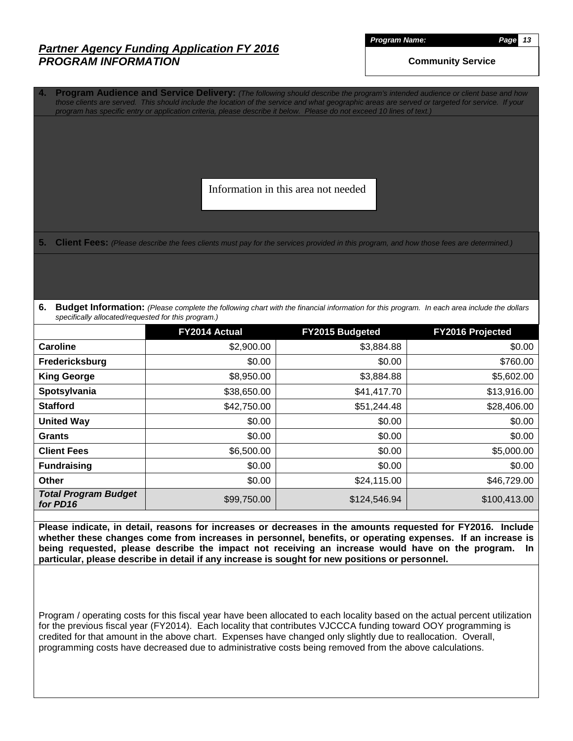# *Partner Agency Funding Application FY 2016*
## *PROGRAM INFORMATION*

***Program Name:***

**Community Service**

**4. Program Audience and Service Delivery:** *(The following should describe the program's intended audience or client base and how those clients are served. This should include the location of the service and what geographic areas are served or targeted for service. If your program has specific entry or application criteria, please describe it below. Please do not exceed 10 lines of text.)*

Information in this area not needed

**5. Client Fees:** *(Please describe the fees clients must pay for the services provided in this program, and how those fees are determined.)*

**6. Budget Information:** *(Please complete the following chart with the financial information for this program. In each area include the dollars specifically allocated/requested for this program.)*

| | FY2014 Actual | FY2015 Budgeted | FY2016 Projected |
|---|---|---|---|
| **Caroline** | $2,900.00 | $3,884.88 | $0.00 |
| **Fredericksburg** | $0.00 | $0.00 | $760.00 |
| **King George** | $8,950.00 | $3,884.88 | $5,602.00 |
| **Spotsylvania** | $38,650.00 | $41,417.70 | $13,916.00 |
| **Stafford** | $42,750.00 | $51,244.48 | $28,406.00 |
| **United Way** | $0.00 | $0.00 | $0.00 |
| **Grants** | $0.00 | $0.00 | $0.00 |
| **Client Fees** | $6,500.00 | $0.00 | $5,000.00 |
| **Fundraising** | $0.00 | $0.00 | $0.00 |
| **Other** | $0.00 | $24,115.00 | $46,729.00 |
| ***Total Program Budget for PD16*** | $99,750.00 | $124,546.94 | $100,413.00 |

**Please indicate, in detail, reasons for increases or decreases in the amounts requested for FY2016. Include whether these changes come from increases in personnel, benefits, or operating expenses. If an increase is being requested, please describe the impact not receiving an increase would have on the program. In particular, please describe in detail if any increase is sought for new positions or personnel.**

Program / operating costs for this fiscal year have been allocated to each locality based on the actual percent utilization for the previous fiscal year (FY2014). Each locality that contributes VJCCCA funding toward OOY programming is credited for that amount in the above chart. Expenses have changed only slightly due to reallocation. Overall, programming costs have decreased due to administrative costs being removed from the above calculations.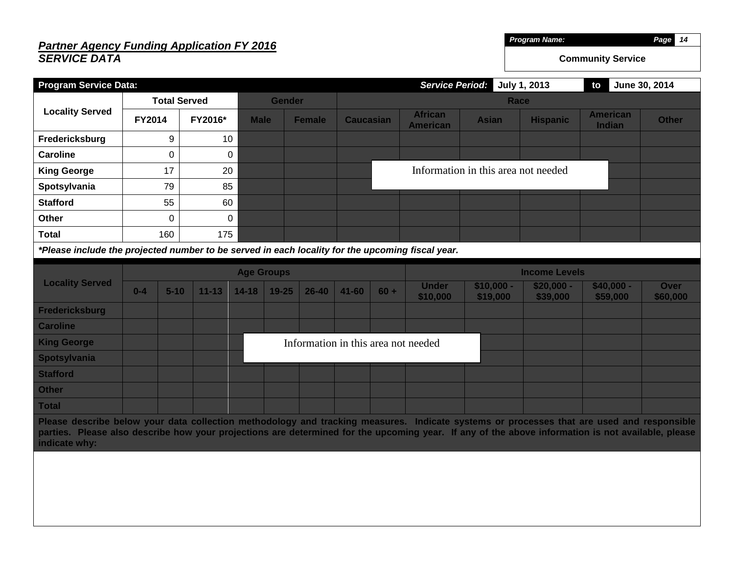## *Partner Agency Funding Application FY 2016*
## *SERVICE DATA*

| *Program Name:* | *Page 14* |
|---|---|
| **Community Service** | |

| **Program Service Data:** | | | | | | | | | ***Service Period:*** July 1, 2013 to June 30, 2014 | |
|---|---|---|---|---|---|---|---|---|---|---|
| **Locality Served** | **Total Served** | | **Gender** | | **Race** | | | | | |
| | **FY2014** | **FY2016*** | **Male** | **Female** | **Caucasian** | **African American** | **Asian** | **Hispanic** | **American Indian** | **Other** |
| **Fredericksburg** | 9 | 10 | | | | | | | | |
| **Caroline** | 0 | 0 | | | | | | | | |
| **King George** | 17 | 20 | | | | Information in this area not needed | | | | |
| **Spotsylvania** | 79 | 85 | | | | | | | | |
| **Stafford** | 55 | 60 | | | | | | | | |
| **Other** | 0 | 0 | | | | | | | | |
| **Total** | 160 | 175 | | | | | | | | |

***Please include the projected number to be served in each locality for the upcoming fiscal year.**

| **Locality Served** | **Age Groups** | | | | | | | | **Income Levels** | | | | |
|---|---|---|---|---|---|---|---|---|---|---|---|---|---|
| | **0-4** | **5-10** | **11-13** | **14-18** | **19-25** | **26-40** | **41-60** | **60 +** | **Under $10,000** | **$10,000 - $19,000** | **$20,000 - $39,000** | **$40,000 - $59,000** | **Over $60,000** |
| **Fredericksburg** | | | | | | | | | | | | | |
| **Caroline** | | | | | | | | | | | | | |
| **King George** | | | | Information in this area not needed | | | | | | | | | |
| **Spotsylvania** | | | | | | | | | | | | | |
| **Stafford** | | | | | | | | | | | | | |
| **Other** | | | | | | | | | | | | | |
| **Total** | | | | | | | | | | | | | |

**Please describe below your data collection methodology and tracking measures. Indicate systems or processes that are used and responsible parties. Please also describe how your projections are determined for the upcoming year. If any of the above information is not available, please indicate why:**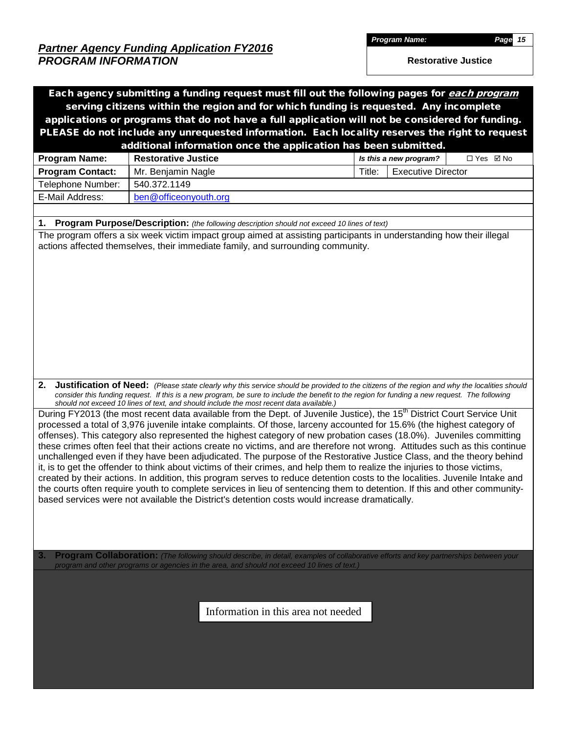## *Partner Agency Funding Application FY2016*
## *PROGRAM INFORMATION*

| *Program Name:* |
|---|
| **Restorative Justice** |

**Each agency submitting a funding request must fill out the following pages for *each program* serving citizens within the region and for which funding is requested. Any incomplete applications or programs that do not have a full application will not be considered for funding. PLEASE do not include any unrequested information. Each locality reserves the right to request additional information once the application has been submitted.**

| **Program Name:** | **Restorative Justice** | *Is this a new program?* | ☐ Yes ☑ No |
|---|---|---|---|
| **Program Contact:** | Mr. Benjamin Nagle | Title: | Executive Director |
| Telephone Number: | 540.372.1149 | | |
| E-Mail Address: | ben@officeonyouth.org | | |

**1. Program Purpose/Description:** *(the following description should not exceed 10 lines of text)*

The program offers a six week victim impact group aimed at assisting participants in understanding how their illegal actions affected themselves, their immediate family, and surrounding community.

**2. Justification of Need:** *(Please state clearly why this service should be provided to the citizens of the region and why the localities should consider this funding request. If this is a new program, be sure to include the benefit to the region for funding a new request. The following should not exceed 10 lines of text, and should include the most recent data available.)*

During FY2013 (the most recent data available from the Dept. of Juvenile Justice), the 15th District Court Service Unit processed a total of 3,976 juvenile intake complaints. Of those, larceny accounted for 15.6% (the highest category of offenses). This category also represented the highest category of new probation cases (18.0%). Juveniles committing these crimes often feel that their actions create no victims, and are therefore not wrong. Attitudes such as this continue unchallenged even if they have been adjudicated. The purpose of the Restorative Justice Class, and the theory behind it, is to get the offender to think about victims of their crimes, and help them to realize the injuries to those victims, created by their actions. In addition, this program serves to reduce detention costs to the localities. Juvenile Intake and the courts often require youth to complete services in lieu of sentencing them to detention. If this and other community-based services were not available the District's detention costs would increase dramatically.

**3. Program Collaboration:** *(The following should describe, in detail, examples of collaborative efforts and key partnerships between your program and other programs or agencies in the area, and should not exceed 10 lines of text.)*

Information in this area not needed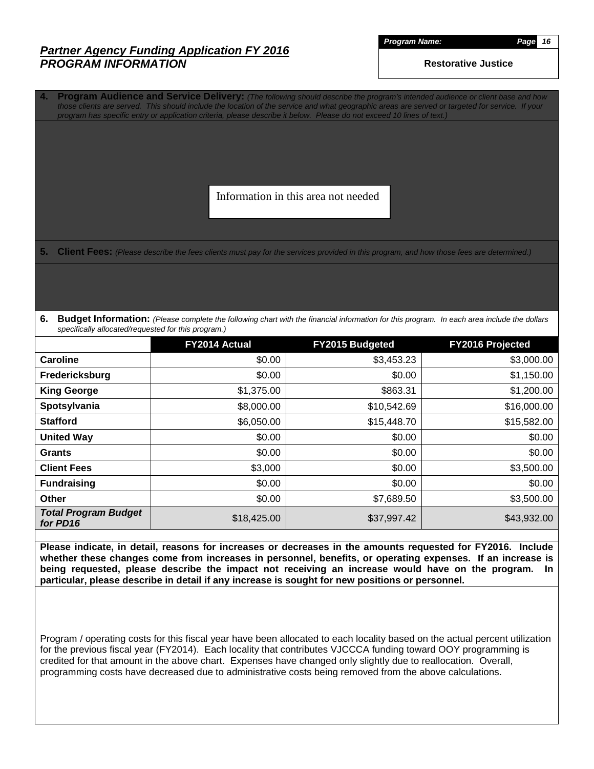## *Partner Agency Funding Application FY 2016*
## *PROGRAM INFORMATION*

***Program Name:***

**Restorative Justice**

**4. Program Audience and Service Delivery:** *(The following should describe the program's intended audience or client base and how those clients are served. This should include the location of the service and what geographic areas are served or targeted for service. If your program has specific entry or application criteria, please describe it below. Please do not exceed 10 lines of text.)*

Information in this area not needed

**5. Client Fees:** *(Please describe the fees clients must pay for the services provided in this program, and how those fees are determined.)*

**6. Budget Information:** *(Please complete the following chart with the financial information for this program. In each area include the dollars specifically allocated/requested for this program.)*

| | FY2014 Actual | FY2015 Budgeted | FY2016 Projected |
|---|---|---|---|
| **Caroline** | $0.00 | $3,453.23 | $3,000.00 |
| **Fredericksburg** | $0.00 | $0.00 | $1,150.00 |
| **King George** | $1,375.00 | $863.31 | $1,200.00 |
| **Spotsylvania** | $8,000.00 | $10,542.69 | $16,000.00 |
| **Stafford** | $6,050.00 | $15,448.70 | $15,582.00 |
| **United Way** | $0.00 | $0.00 | $0.00 |
| **Grants** | $0.00 | $0.00 | $0.00 |
| **Client Fees** | $3,000 | $0.00 | $3,500.00 |
| **Fundraising** | $0.00 | $0.00 | $0.00 |
| **Other** | $0.00 | $7,689.50 | $3,500.00 |
| ***Total Program Budget for PD16*** | $18,425.00 | $37,997.42 | $43,932.00 |

**Please indicate, in detail, reasons for increases or decreases in the amounts requested for FY2016. Include whether these changes come from increases in personnel, benefits, or operating expenses. If an increase is being requested, please describe the impact not receiving an increase would have on the program. In particular, please describe in detail if any increase is sought for new positions or personnel.**

Program / operating costs for this fiscal year have been allocated to each locality based on the actual percent utilization for the previous fiscal year (FY2014). Each locality that contributes VJCCCA funding toward OOY programming is credited for that amount in the above chart. Expenses have changed only slightly due to reallocation. Overall, programming costs have decreased due to administrative costs being removed from the above calculations.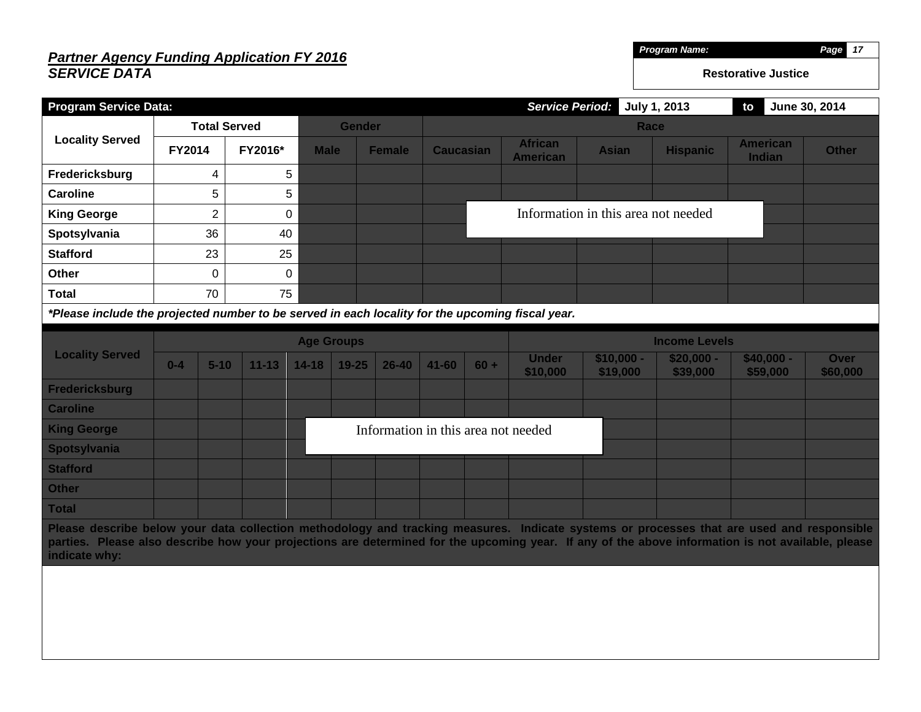**Program Name:** Restorative Justice

***Partner Agency Funding Application FY 2016***
***SERVICE DATA***

**Program Service Data:** ***Service Period:*** July 1, 2013 **to** June 30, 2014

| Locality Served | Total Served | | Gender | | Race | | | | | |
|---|---|---|---|---|---|---|---|---|---|---|
| | FY2014 | FY2016* | Male | Female | Caucasian | African American | Asian | Hispanic | American Indian | Other |
| Fredericksburg | 4 | 5 | | | | | | | | |
| Caroline | 5 | 5 | | | | | | | | |
| King George | 2 | 0 | | | | | | | | |
| Spotsylvania | 36 | 40 | | | | | | | | |
| Stafford | 23 | 25 | | | | | | | | |
| Other | 0 | 0 | | | | | | | | |
| Total | 70 | 75 | | | | | | | | |

Information in this area not needed

***Please include the projected number to be served in each locality for the upcoming fiscal year.**

| Locality Served | Age Groups | | | | | | | | Income Levels | | | | |
|---|---|---|---|---|---|---|---|---|---|---|---|---|---|
| | 0-4 | 5-10 | 11-13 | 14-18 | 19-25 | 26-40 | 41-60 | 60 + | Under $10,000 | $10,000 - $19,000 | $20,000 - $39,000 | $40,000 - $59,000 | Over $60,000 |
| Fredericksburg | | | | | | | | | | | | | |
| Caroline | | | | | | | | | | | | | |
| King George | | | | | | | | | | | | | |
| Spotsylvania | | | | | | | | | | | | | |
| Stafford | | | | | | | | | | | | | |
| Other | | | | | | | | | | | | | |
| Total | | | | | | | | | | | | | |

Information in this area not needed

**Please describe below your data collection methodology and tracking measures. Indicate systems or processes that are used and responsible parties. Please also describe how your projections are determined for the upcoming year. If any of the above information is not available, please indicate why:**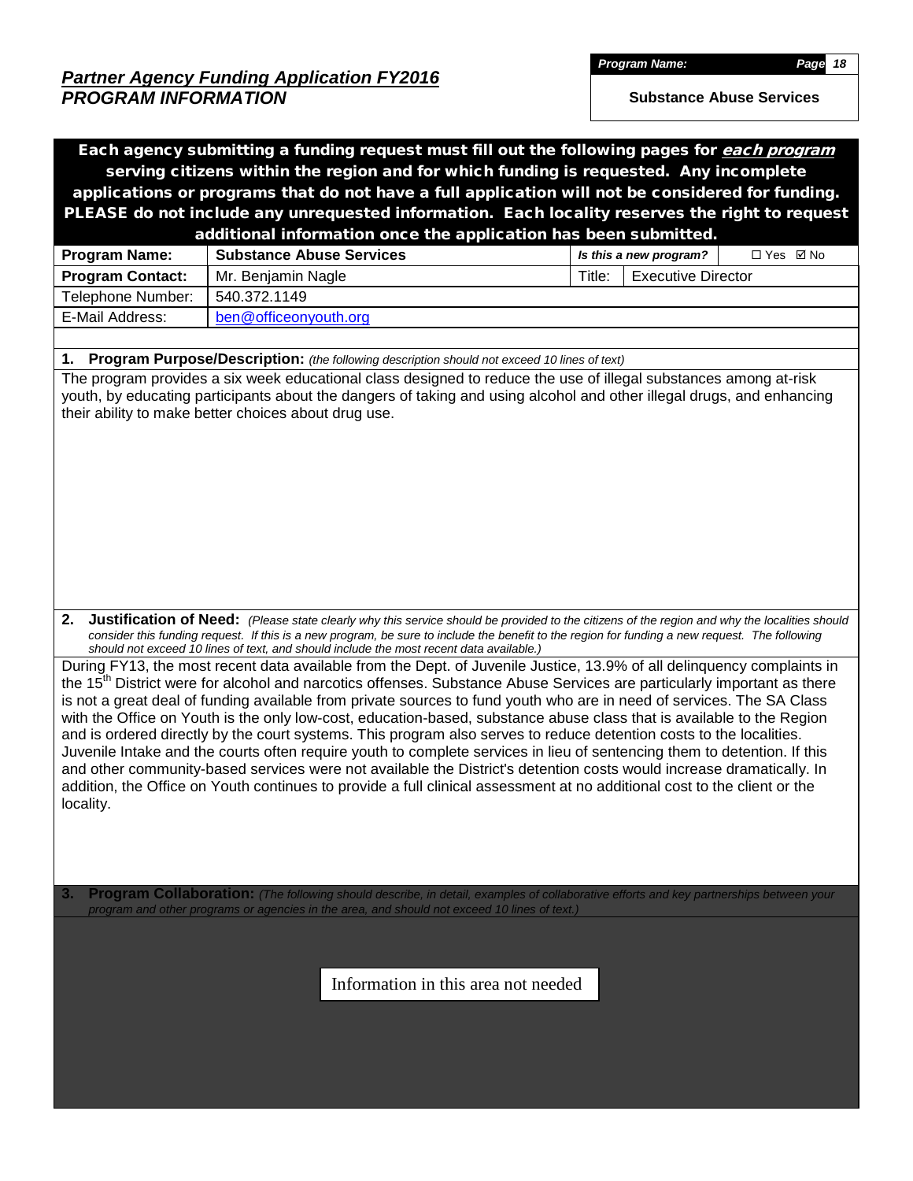## *Partner Agency Funding Application FY2016*
## *PROGRAM INFORMATION*

| *Program Name:* |
|---|
| **Substance Abuse Services** |

**Each agency submitting a funding request must fill out the following pages for *each program* serving citizens within the region and for which funding is requested. Any incomplete applications or programs that do not have a full application will not be considered for funding. PLEASE do not include any unrequested information. Each locality reserves the right to request additional information once the application has been submitted.**

| **Program Name:** | **Substance Abuse Services** | ***Is this a new program?*** | ☐ Yes ☑ No |
|---|---|---|---|
| **Program Contact:** | Mr. Benjamin Nagle | Title: | Executive Director |
| Telephone Number: | 540.372.1149 | | |
| E-Mail Address: | ben@officeonyouth.org | | |

**1. Program Purpose/Description:** *(the following description should not exceed 10 lines of text)*

The program provides a six week educational class designed to reduce the use of illegal substances among at-risk youth, by educating participants about the dangers of taking and using alcohol and other illegal drugs, and enhancing their ability to make better choices about drug use.

**2. Justification of Need:** *(Please state clearly why this service should be provided to the citizens of the region and why the localities should consider this funding request. If this is a new program, be sure to include the benefit to the region for funding a new request. The following should not exceed 10 lines of text, and should include the most recent data available.)*

During FY13, the most recent data available from the Dept. of Juvenile Justice, 13.9% of all delinquency complaints in the 15th District were for alcohol and narcotics offenses. Substance Abuse Services are particularly important as there is not a great deal of funding available from private sources to fund youth who are in need of services. The SA Class with the Office on Youth is the only low-cost, education-based, substance abuse class that is available to the Region and is ordered directly by the court systems. This program also serves to reduce detention costs to the localities. Juvenile Intake and the courts often require youth to complete services in lieu of sentencing them to detention. If this and other community-based services were not available the District's detention costs would increase dramatically. In addition, the Office on Youth continues to provide a full clinical assessment at no additional cost to the client or the locality.

**3. Program Collaboration:** *(The following should describe, in detail, examples of collaborative efforts and key partnerships between your program and other programs or agencies in the area, and should not exceed 10 lines of text.)*

Information in this area not needed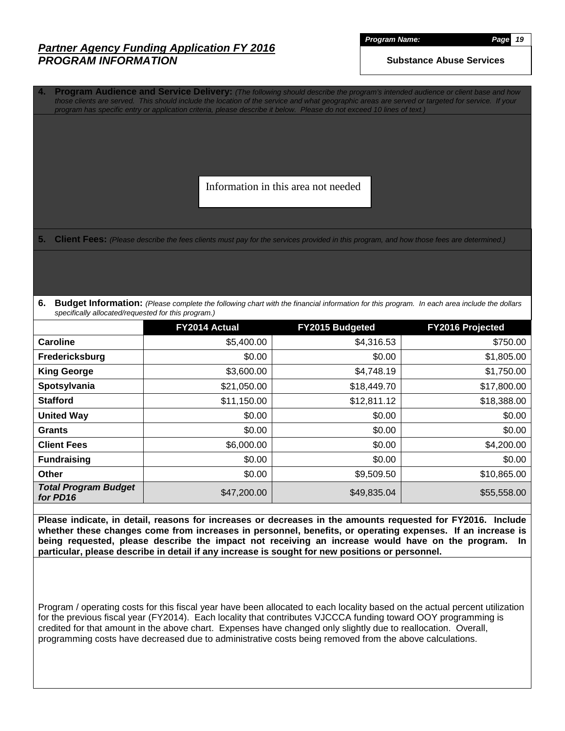## *Partner Agency Funding Application FY 2016*
## *PROGRAM INFORMATION*

***Program Name:***

**Substance Abuse Services**

**4. Program Audience and Service Delivery:** *(The following should describe the program's intended audience or client base and how those clients are served. This should include the location of the service and what geographic areas are served or targeted for service. If your program has specific entry or application criteria, please describe it below. Please do not exceed 10 lines of text.)*

Information in this area not needed

**5. Client Fees:** *(Please describe the fees clients must pay for the services provided in this program, and how those fees are determined.)*

**6. Budget Information:** *(Please complete the following chart with the financial information for this program. In each area include the dollars specifically allocated/requested for this program.)*

| | FY2014 Actual | FY2015 Budgeted | FY2016 Projected |
|---|---|---|---|
| **Caroline** | $5,400.00 | $4,316.53 | $750.00 |
| **Fredericksburg** | $0.00 | $0.00 | $1,805.00 |
| **King George** | $3,600.00 | $4,748.19 | $1,750.00 |
| **Spotsylvania** | $21,050.00 | $18,449.70 | $17,800.00 |
| **Stafford** | $11,150.00 | $12,811.12 | $18,388.00 |
| **United Way** | $0.00 | $0.00 | $0.00 |
| **Grants** | $0.00 | $0.00 | $0.00 |
| **Client Fees** | $6,000.00 | $0.00 | $4,200.00 |
| **Fundraising** | $0.00 | $0.00 | $0.00 |
| **Other** | $0.00 | $9,509.50 | $10,865.00 |
| ***Total Program Budget for PD16*** | $47,200.00 | $49,835.04 | $55,558.00 |

**Please indicate, in detail, reasons for increases or decreases in the amounts requested for FY2016. Include whether these changes come from increases in personnel, benefits, or operating expenses. If an increase is being requested, please describe the impact not receiving an increase would have on the program. In particular, please describe in detail if any increase is sought for new positions or personnel.**

Program / operating costs for this fiscal year have been allocated to each locality based on the actual percent utilization for the previous fiscal year (FY2014). Each locality that contributes VJCCCA funding toward OOY programming is credited for that amount in the above chart. Expenses have changed only slightly due to reallocation. Overall, programming costs have decreased due to administrative costs being removed from the above calculations.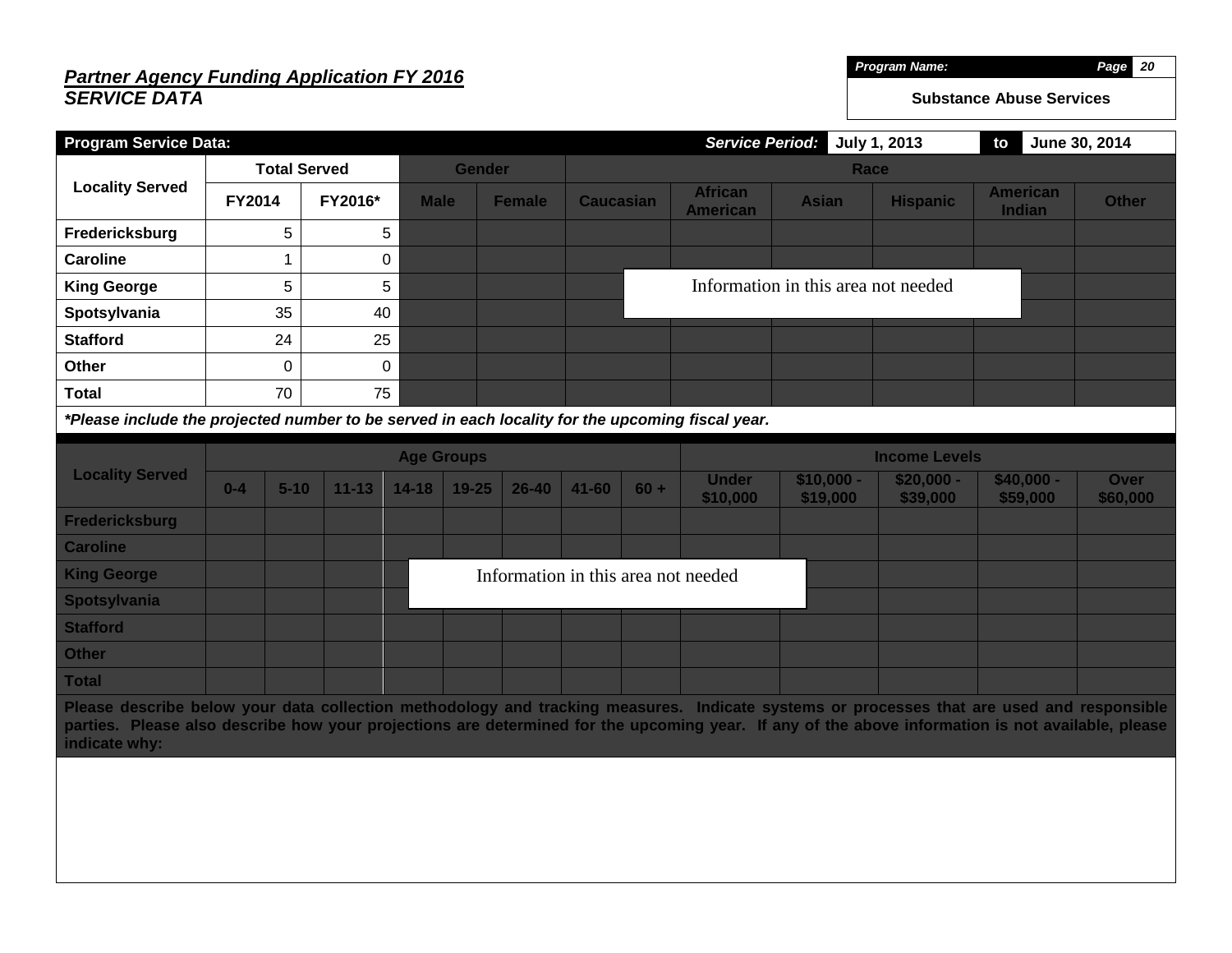**Program Name:** Substance Abuse Services

***Partner Agency Funding Application FY 2016***
***SERVICE DATA***

**Program Service Data:** ***Service Period:*** July 1, 2013 to June 30, 2014

| Locality Served | Total Served | | Gender | | Race | | | | | |
|---|---|---|---|---|---|---|---|---|---|---|
| | FY2014 | FY2016* | Male | Female | Caucasian | African American | Asian | Hispanic | American Indian | Other |
| Fredericksburg | 5 | 5 | | | | | | | | |
| Caroline | 1 | 0 | | | | | | | | |
| King George | 5 | 5 | | | | | | | | |
| Spotsylvania | 35 | 40 | | | | | | | | |
| Stafford | 24 | 25 | | | | | | | | |
| Other | 0 | 0 | | | | | | | | |
| Total | 70 | 75 | | | | | | | | |

Information in this area not needed

***Please include the projected number to be served in each locality for the upcoming fiscal year.**

| Locality Served | Age Groups | | | | | | | | Income Levels | | | | |
|---|---|---|---|---|---|---|---|---|---|---|---|---|---|
| | 0-4 | 5-10 | 11-13 | 14-18 | 19-25 | 26-40 | 41-60 | 60 + | Under $10,000 | $10,000 - $19,000 | $20,000 - $39,000 | $40,000 - $59,000 | Over $60,000 |
| Fredericksburg | | | | | | | | | | | | | |
| Caroline | | | | | | | | | | | | | |
| King George | | | | | | | | | | | | | |
| Spotsylvania | | | | | | | | | | | | | |
| Stafford | | | | | | | | | | | | | |
| Other | | | | | | | | | | | | | |
| Total | | | | | | | | | | | | | |

Information in this area not needed

**Please describe below your data collection methodology and tracking measures. Indicate systems or processes that are used and responsible parties. Please also describe how your projections are determined for the upcoming year. If any of the above information is not available, please indicate why:**